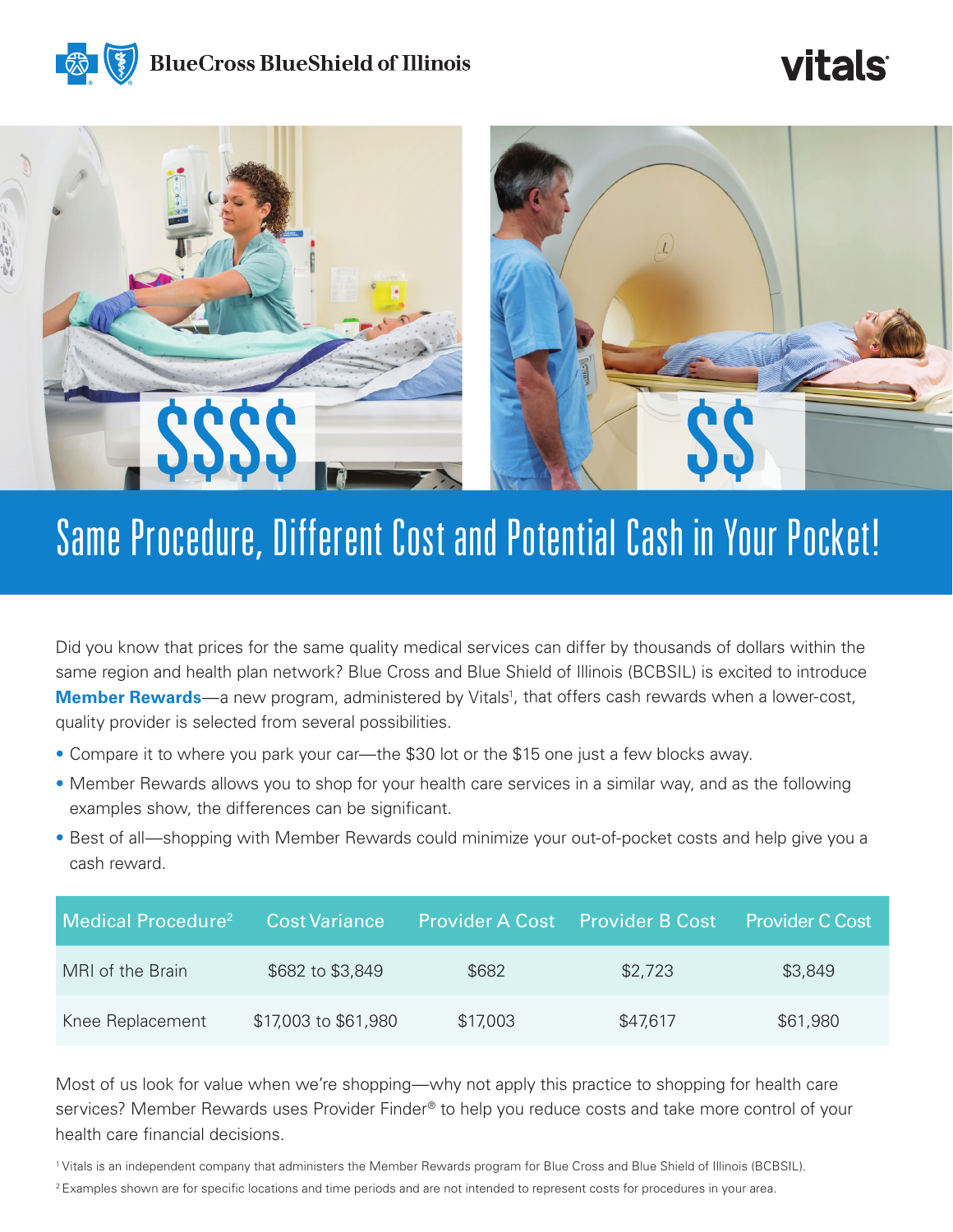BlueCross BlueShield of Illinois

vitals

$$$$

$$

# Same Procedure, Different Cost and Potential Cash in Your Pocket!

Did you know that prices for the same quality medical services can differ by thousands of dollars within the same region and health plan network? Blue Cross and Blue Shield of Illinois (BCBSIL) is excited to introduce **Member Rewards**—a new program, administered by Vitals[1], that offers cash rewards when a lower-cost, quality provider is selected from several possibilities.

- Compare it to where you park your car—the $30 lot or the $15 one just a few blocks away.
- Member Rewards allows you to shop for your health care services in a similar way, and as the following examples show, the differences can be significant.
- Best of all—shopping with Member Rewards could minimize your out-of-pocket costs and help give you a cash reward.

| Medical Procedure[2] | Cost Variance | Provider A Cost | Provider B Cost | Provider C Cost |
| --- | --- | --- | --- | --- |
| MRI of the Brain | $682 to $3,849 | $682 | $2,723 | $3,849 |
| Knee Replacement | $17,003 to $61,980 | $17,003 | $47,617 | $61,980 |

Most of us look for value when we're shopping—why not apply this practice to shopping for health care services? Member Rewards uses Provider Finder® to help you reduce costs and take more control of your health care financial decisions.

[1] Vitals is an independent company that administers the Member Rewards program for Blue Cross and Blue Shield of Illinois (BCBSIL).

[2] Examples shown are for specific locations and time periods and are not intended to represent costs for procedures in your area.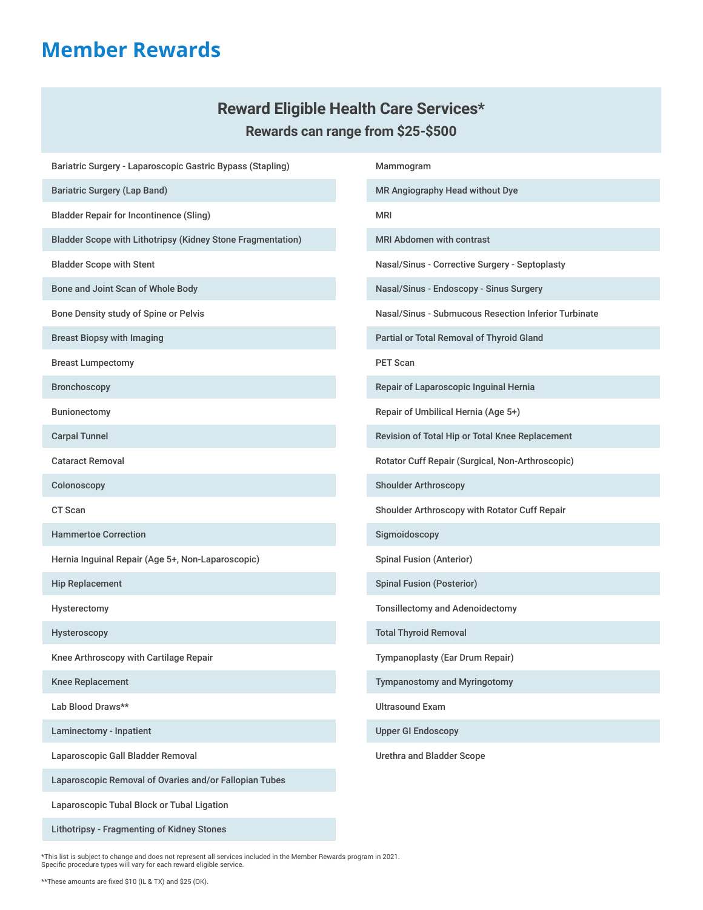# Member Rewards

## Reward Eligible Health Care Services*

### Rewards can range from $25-$500

- Bariatric Surgery - Laparoscopic Gastric Bypass (Stapling)
- Bariatric Surgery (Lap Band)
- Bladder Repair for Incontinence (Sling)
- Bladder Scope with Lithotripsy (Kidney Stone Fragmentation)
- Bladder Scope with Stent
- Bone and Joint Scan of Whole Body
- Bone Density study of Spine or Pelvis
- Breast Biopsy with Imaging
- Breast Lumpectomy
- Bronchoscopy
- Bunionectomy
- Carpal Tunnel
- Cataract Removal
- Colonoscopy
- CT Scan
- Hammertoe Correction
- Hernia Inguinal Repair (Age 5+, Non-Laparoscopic)
- Hip Replacement
- Hysterectomy
- Hysteroscopy
- Knee Arthroscopy with Cartilage Repair
- Knee Replacement
- Lab Blood Draws**
- Laminectomy - Inpatient
- Laparoscopic Gall Bladder Removal
- Laparoscopic Removal of Ovaries and/or Fallopian Tubes
- Laparoscopic Tubal Block or Tubal Ligation
- Lithotripsy - Fragmenting of Kidney Stones
- Mammogram
- MR Angiography Head without Dye
- MRI
- MRI Abdomen with contrast
- Nasal/Sinus - Corrective Surgery - Septoplasty
- Nasal/Sinus - Endoscopy - Sinus Surgery
- Nasal/Sinus - Submucous Resection Inferior Turbinate
- Partial or Total Removal of Thyroid Gland
- PET Scan
- Repair of Laparoscopic Inguinal Hernia
- Repair of Umbilical Hernia (Age 5+)
- Revision of Total Hip or Total Knee Replacement
- Rotator Cuff Repair (Surgical, Non-Arthroscopic)
- Shoulder Arthroscopy
- Shoulder Arthroscopy with Rotator Cuff Repair
- Sigmoidoscopy
- Spinal Fusion (Anterior)
- Spinal Fusion (Posterior)
- Tonsillectomy and Adenoidectomy
- Total Thyroid Removal
- Tympanoplasty (Ear Drum Repair)
- Tympanostomy and Myringotomy
- Ultrasound Exam
- Upper GI Endoscopy
- Urethra and Bladder Scope

*This list is subject to change and does not represent all services included in the Member Rewards program in 2021. Specific procedure types will vary for each reward eligible service.

**These amounts are fixed $10 (IL & TX) and $25 (OK).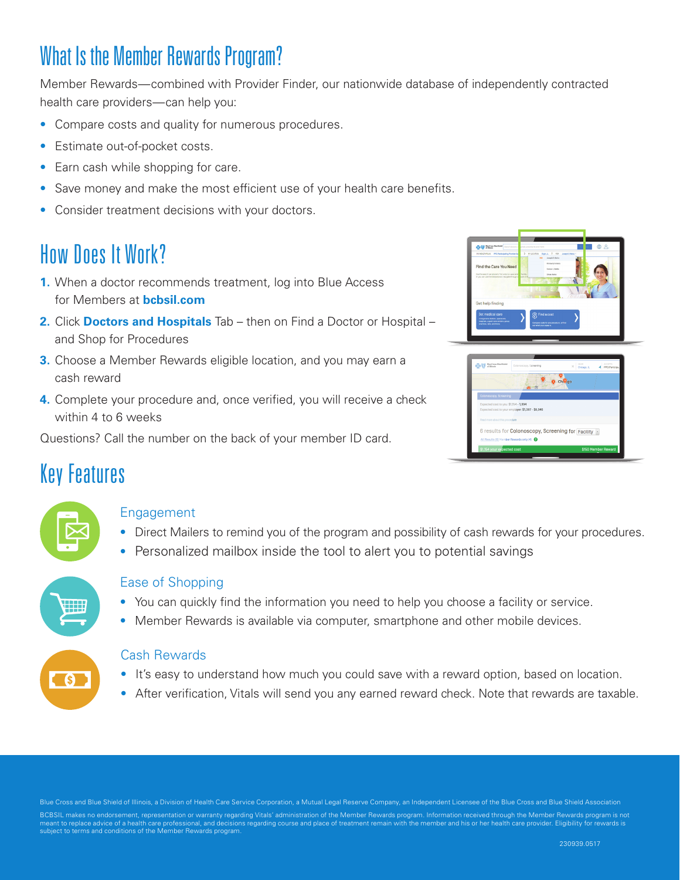# What Is the Member Rewards Program?

Member Rewards—combined with Provider Finder, our nationwide database of independently contracted health care providers—can help you:

- Compare costs and quality for numerous procedures.
- Estimate out-of-pocket costs.
- Earn cash while shopping for care.
- Save money and make the most efficient use of your health care benefits.
- Consider treatment decisions with your doctors.

# How Does It Work?

1. When a doctor recommends treatment, log into Blue Access for Members at **bcbsil.com**
2. Click **Doctors and Hospitals** Tab – then on Find a Doctor or Hospital – and Shop for Procedures
3. Choose a Member Rewards eligible location, and you may earn a cash reward
4. Complete your procedure and, once verified, you will receive a check within 4 to 6 weeks

Questions? Call the number on the back of your member ID card.

# Key Features

## Engagement

- Direct Mailers to remind you of the program and possibility of cash rewards for your procedures.
- Personalized mailbox inside the tool to alert you to potential savings

## Ease of Shopping

- You can quickly find the information you need to help you choose a facility or service.
- Member Rewards is available via computer, smartphone and other mobile devices.

## Cash Rewards

- It's easy to understand how much you could save with a reward option, based on location.
- After verification, Vitals will send you any earned reward check. Note that rewards are taxable.

Blue Cross and Blue Shield of Illinois, a Division of Health Care Service Corporation, a Mutual Legal Reserve Company, an Independent Licensee of the Blue Cross and Blue Shield Association

BCBSIL makes no endorsement, representation or warranty regarding Vitals' administration of the Member Rewards program. Information received through the Member Rewards program is not meant to replace advice of a health care professional, and decisions regarding course and place of treatment remain with the member and his or her health care provider. Eligibility for rewards is subject to terms and conditions of the Member Rewards program.

230939.0517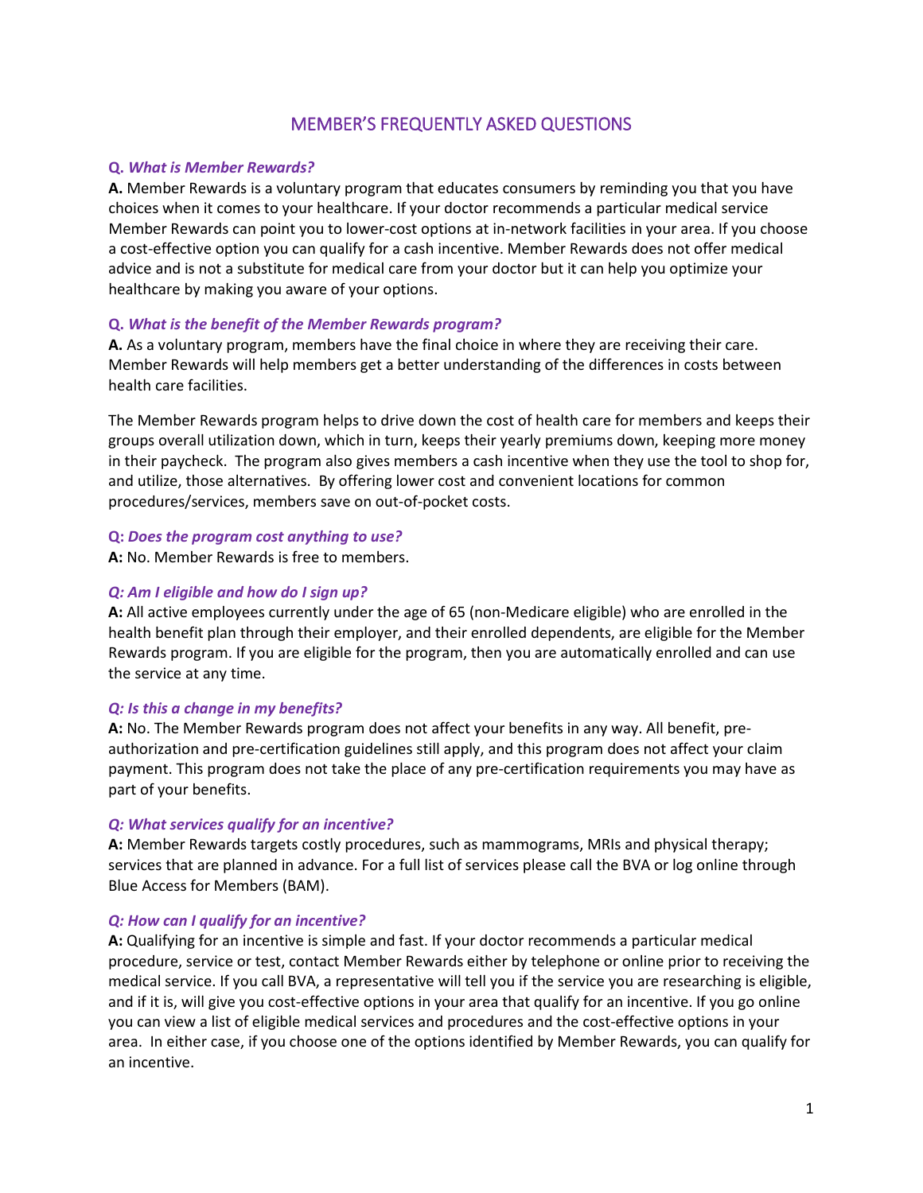# MEMBER'S FREQUENTLY ASKED QUESTIONS

**Q.** ***What is Member Rewards?***

**A.** Member Rewards is a voluntary program that educates consumers by reminding you that you have choices when it comes to your healthcare. If your doctor recommends a particular medical service Member Rewards can point you to lower-cost options at in-network facilities in your area. If you choose a cost-effective option you can qualify for a cash incentive. Member Rewards does not offer medical advice and is not a substitute for medical care from your doctor but it can help you optimize your healthcare by making you aware of your options.

**Q.** ***What is the benefit of the Member Rewards program?***

**A.** As a voluntary program, members have the final choice in where they are receiving their care. Member Rewards will help members get a better understanding of the differences in costs between health care facilities.

The Member Rewards program helps to drive down the cost of health care for members and keeps their groups overall utilization down, which in turn, keeps their yearly premiums down, keeping more money in their paycheck. The program also gives members a cash incentive when they use the tool to shop for, and utilize, those alternatives. By offering lower cost and convenient locations for common procedures/services, members save on out-of-pocket costs.

**Q:** ***Does the program cost anything to use?***

**A:** No. Member Rewards is free to members.

***Q: Am I eligible and how do I sign up?***

**A:** All active employees currently under the age of 65 (non-Medicare eligible) who are enrolled in the health benefit plan through their employer, and their enrolled dependents, are eligible for the Member Rewards program. If you are eligible for the program, then you are automatically enrolled and can use the service at any time.

***Q: Is this a change in my benefits?***

**A:** No. The Member Rewards program does not affect your benefits in any way. All benefit, pre-authorization and pre-certification guidelines still apply, and this program does not affect your claim payment. This program does not take the place of any pre-certification requirements you may have as part of your benefits.

***Q: What services qualify for an incentive?***

**A:** Member Rewards targets costly procedures, such as mammograms, MRIs and physical therapy; services that are planned in advance. For a full list of services please call the BVA or log online through Blue Access for Members (BAM).

***Q: How can I qualify for an incentive?***

**A:** Qualifying for an incentive is simple and fast. If your doctor recommends a particular medical procedure, service or test, contact Member Rewards either by telephone or online prior to receiving the medical service. If you call BVA, a representative will tell you if the service you are researching is eligible, and if it is, will give you cost-effective options in your area that qualify for an incentive. If you go online you can view a list of eligible medical services and procedures and the cost-effective options in your area. In either case, if you choose one of the options identified by Member Rewards, you can qualify for an incentive.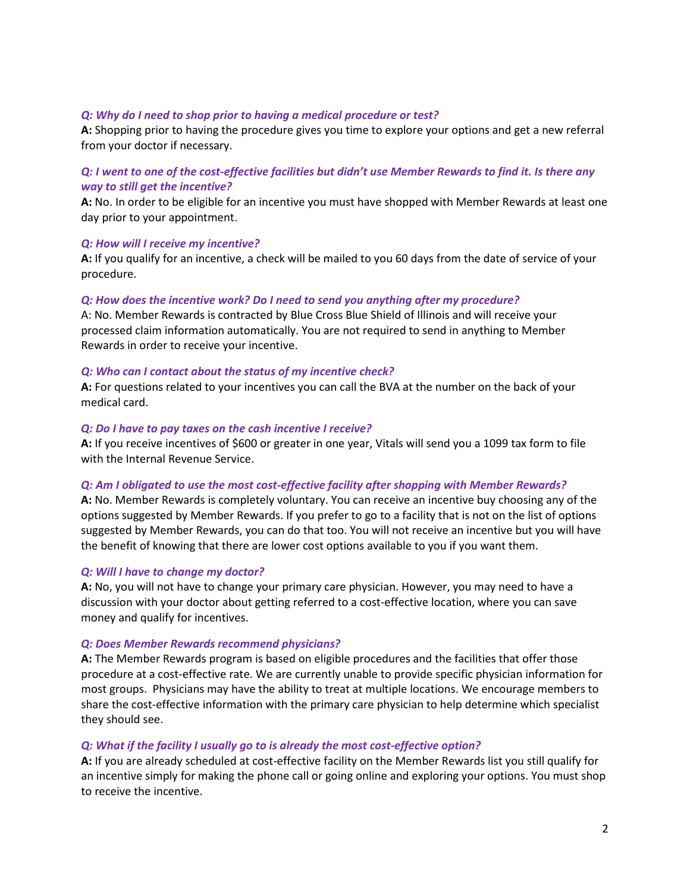***Q: Why do I need to shop prior to having a medical procedure or test?***

**A:** Shopping prior to having the procedure gives you time to explore your options and get a new referral from your doctor if necessary.

***Q: I went to one of the cost-effective facilities but didn't use Member Rewards to find it. Is there any way to still get the incentive?***

**A:** No. In order to be eligible for an incentive you must have shopped with Member Rewards at least one day prior to your appointment.

***Q: How will I receive my incentive?***

**A:** If you qualify for an incentive, a check will be mailed to you 60 days from the date of service of your procedure.

***Q: How does the incentive work? Do I need to send you anything after my procedure?***

A: No. Member Rewards is contracted by Blue Cross Blue Shield of Illinois and will receive your processed claim information automatically. You are not required to send in anything to Member Rewards in order to receive your incentive.

***Q: Who can I contact about the status of my incentive check?***

**A:** For questions related to your incentives you can call the BVA at the number on the back of your medical card.

***Q: Do I have to pay taxes on the cash incentive I receive?***

**A:** If you receive incentives of $600 or greater in one year, Vitals will send you a 1099 tax form to file with the Internal Revenue Service.

***Q: Am I obligated to use the most cost-effective facility after shopping with Member Rewards?***

**A:** No. Member Rewards is completely voluntary. You can receive an incentive buy choosing any of the options suggested by Member Rewards. If you prefer to go to a facility that is not on the list of options suggested by Member Rewards, you can do that too. You will not receive an incentive but you will have the benefit of knowing that there are lower cost options available to you if you want them.

***Q: Will I have to change my doctor?***

**A:** No, you will not have to change your primary care physician. However, you may need to have a discussion with your doctor about getting referred to a cost-effective location, where you can save money and qualify for incentives.

***Q: Does Member Rewards recommend physicians?***

**A:** The Member Rewards program is based on eligible procedures and the facilities that offer those procedure at a cost-effective rate. We are currently unable to provide specific physician information for most groups. Physicians may have the ability to treat at multiple locations. We encourage members to share the cost-effective information with the primary care physician to help determine which specialist they should see.

***Q: What if the facility I usually go to is already the most cost-effective option?***

**A:** If you are already scheduled at cost-effective facility on the Member Rewards list you still qualify for an incentive simply for making the phone call or going online and exploring your options. You must shop to receive the incentive.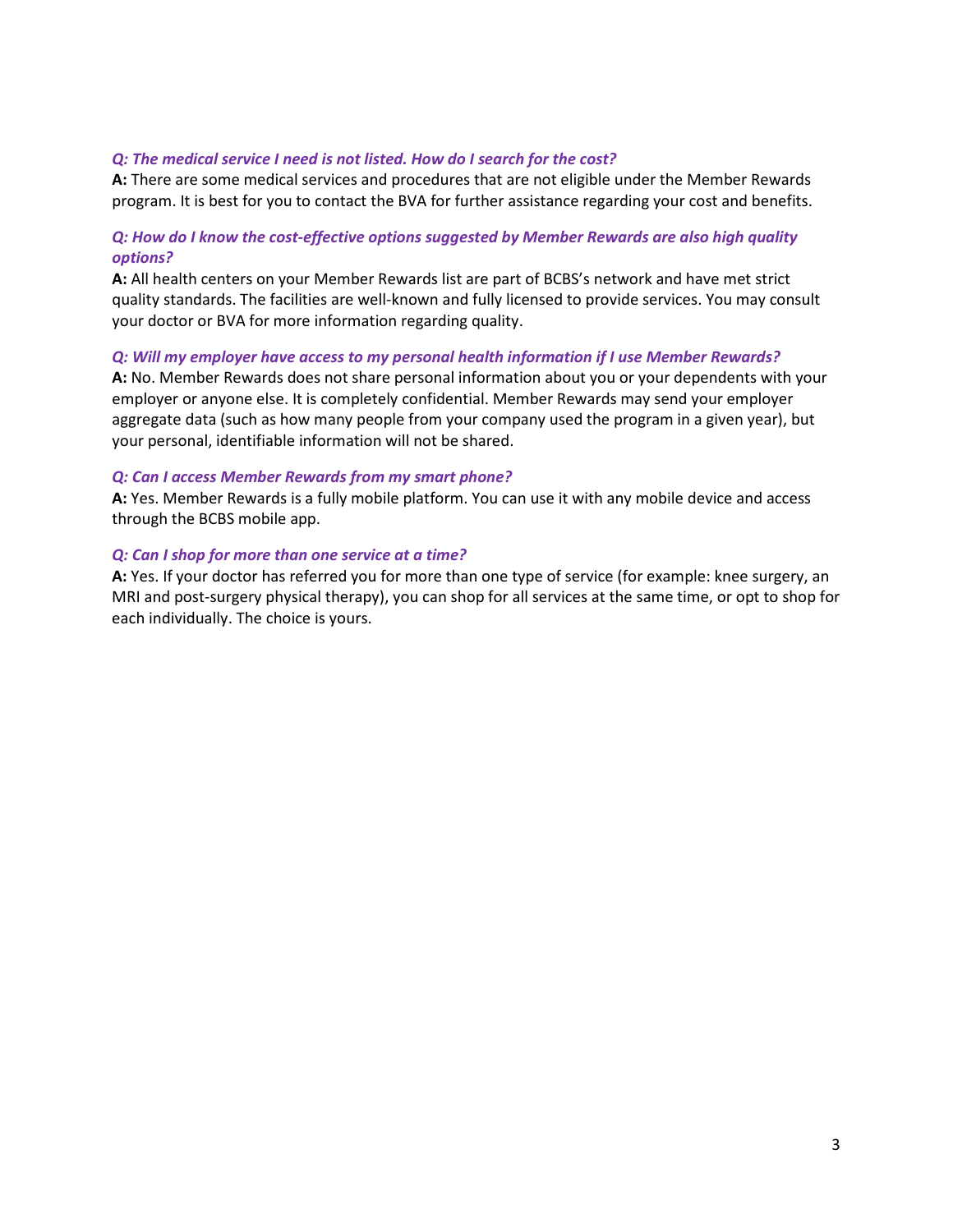***Q: The medical service I need is not listed. How do I search for the cost?***

**A:** There are some medical services and procedures that are not eligible under the Member Rewards program. It is best for you to contact the BVA for further assistance regarding your cost and benefits.

***Q: How do I know the cost-effective options suggested by Member Rewards are also high quality options?***

**A:** All health centers on your Member Rewards list are part of BCBS's network and have met strict quality standards. The facilities are well-known and fully licensed to provide services. You may consult your doctor or BVA for more information regarding quality.

***Q: Will my employer have access to my personal health information if I use Member Rewards?***

**A:** No. Member Rewards does not share personal information about you or your dependents with your employer or anyone else. It is completely confidential. Member Rewards may send your employer aggregate data (such as how many people from your company used the program in a given year), but your personal, identifiable information will not be shared.

***Q: Can I access Member Rewards from my smart phone?***

**A:** Yes. Member Rewards is a fully mobile platform. You can use it with any mobile device and access through the BCBS mobile app.

***Q: Can I shop for more than one service at a time?***

**A:** Yes. If your doctor has referred you for more than one type of service (for example: knee surgery, an MRI and post-surgery physical therapy), you can shop for all services at the same time, or opt to shop for each individually. The choice is yours.